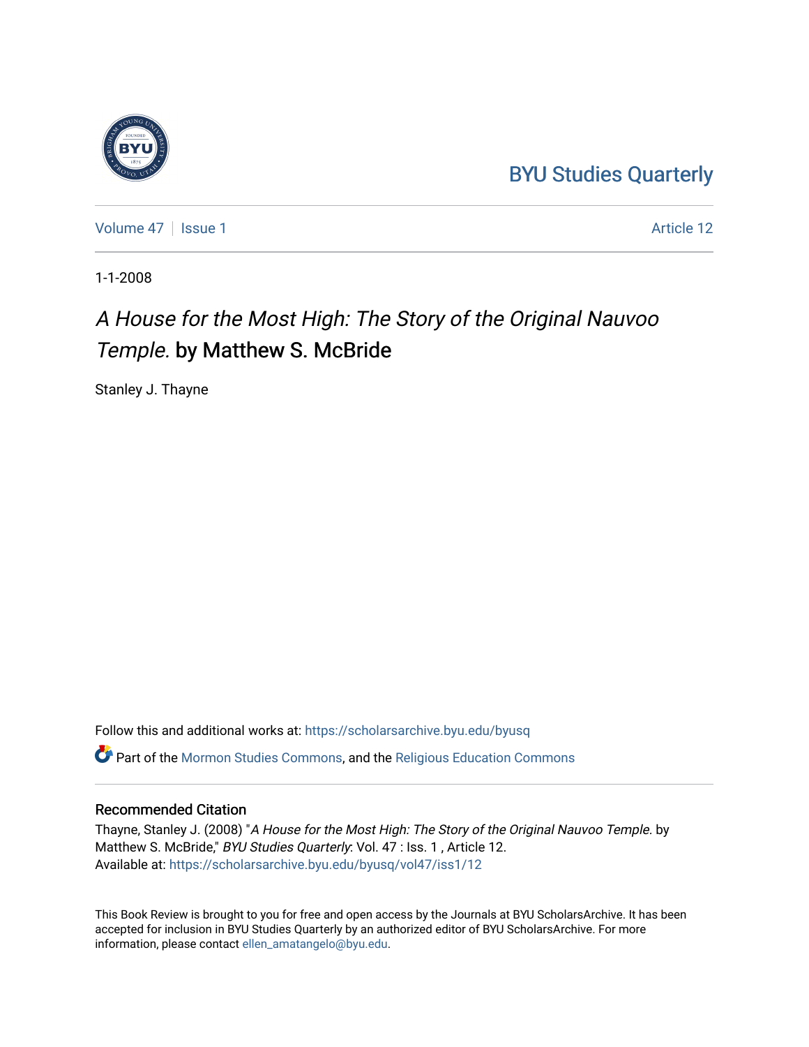BYU Studies Quarterly

Volume 47 | Issue 1 | Article 12

1-1-2008

# *A House for the Most High: The Story of the Original Nauvoo Temple.* by Matthew S. McBride

Stanley J. Thayne

Follow this and additional works at: https://scholarsarchive.byu.edu/byusq

Part of the Mormon Studies Commons, and the Religious Education Commons

## Recommended Citation

Thayne, Stanley J. (2008) "*A House for the Most High: The Story of the Original Nauvoo Temple.* by Matthew S. McBride," *BYU Studies Quarterly*: Vol. 47 : Iss. 1 , Article 12.
Available at: https://scholarsarchive.byu.edu/byusq/vol47/iss1/12

This Book Review is brought to you for free and open access by the Journals at BYU ScholarsArchive. It has been accepted for inclusion in BYU Studies Quarterly by an authorized editor of BYU ScholarsArchive. For more information, please contact ellen_amatangelo@byu.edu.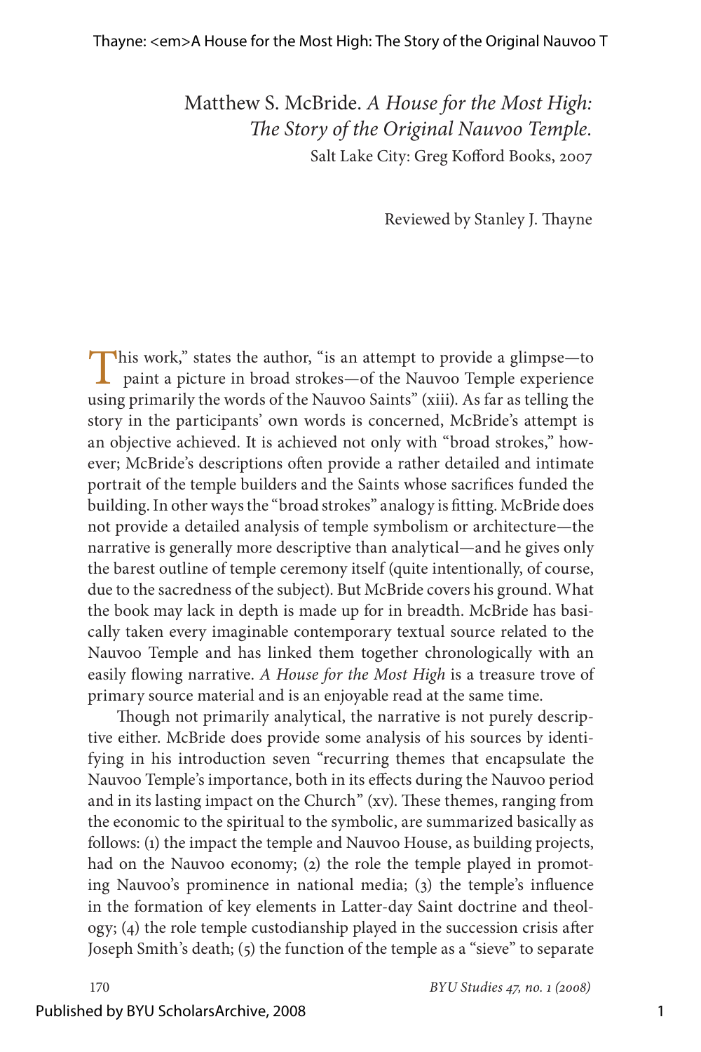Matthew S. McBride. *A House for the Most High: The Story of the Original Nauvoo Temple.*
Salt Lake City: Greg Kofford Books, 2007

Reviewed by Stanley J. Thayne

This work," states the author, "is an attempt to provide a glimpse—to paint a picture in broad strokes—of the Nauvoo Temple experience using primarily the words of the Nauvoo Saints" (xiii). As far as telling the story in the participants' own words is concerned, McBride's attempt is an objective achieved. It is achieved not only with "broad strokes," however; McBride's descriptions often provide a rather detailed and intimate portrait of the temple builders and the Saints whose sacrifices funded the building. In other ways the "broad strokes" analogy is fitting. McBride does not provide a detailed analysis of temple symbolism or architecture—the narrative is generally more descriptive than analytical—and he gives only the barest outline of temple ceremony itself (quite intentionally, of course, due to the sacredness of the subject). But McBride covers his ground. What the book may lack in depth is made up for in breadth. McBride has basically taken every imaginable contemporary textual source related to the Nauvoo Temple and has linked them together chronologically with an easily flowing narrative. *A House for the Most High* is a treasure trove of primary source material and is an enjoyable read at the same time.

Though not primarily analytical, the narrative is not purely descriptive either. McBride does provide some analysis of his sources by identifying in his introduction seven "recurring themes that encapsulate the Nauvoo Temple's importance, both in its effects during the Nauvoo period and in its lasting impact on the Church" (xv). These themes, ranging from the economic to the spiritual to the symbolic, are summarized basically as follows: (1) the impact the temple and Nauvoo House, as building projects, had on the Nauvoo economy; (2) the role the temple played in promoting Nauvoo's prominence in national media; (3) the temple's influence in the formation of key elements in Latter-day Saint doctrine and theology; (4) the role temple custodianship played in the succession crisis after Joseph Smith's death; (5) the function of the temple as a "sieve" to separate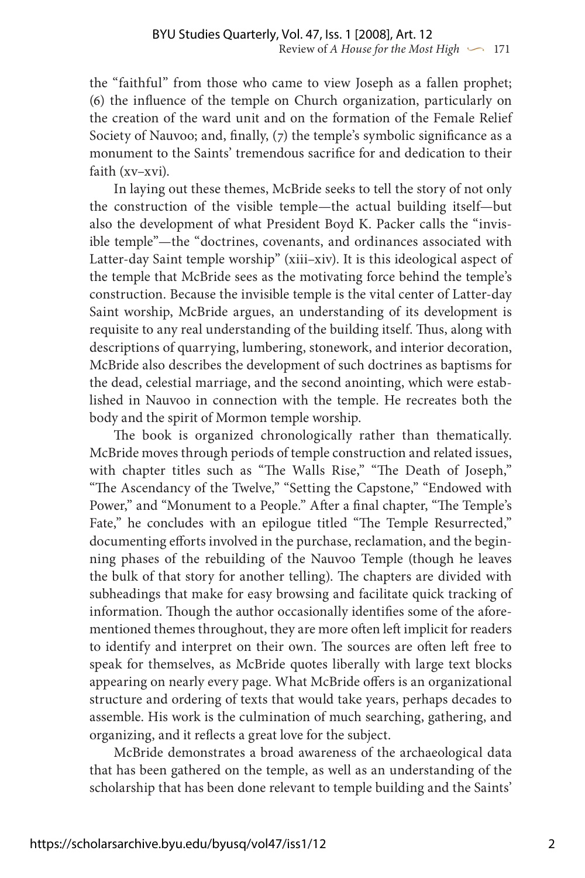the "faithful" from those who came to view Joseph as a fallen prophet; (6) the influence of the temple on Church organization, particularly on the creation of the ward unit and on the formation of the Female Relief Society of Nauvoo; and, finally, (7) the temple's symbolic significance as a monument to the Saints' tremendous sacrifice for and dedication to their faith (xv–xvi).

In laying out these themes, McBride seeks to tell the story of not only the construction of the visible temple—the actual building itself—but also the development of what President Boyd K. Packer calls the "invisible temple"—the "doctrines, covenants, and ordinances associated with Latter-day Saint temple worship" (xiii–xiv). It is this ideological aspect of the temple that McBride sees as the motivating force behind the temple's construction. Because the invisible temple is the vital center of Latter-day Saint worship, McBride argues, an understanding of its development is requisite to any real understanding of the building itself. Thus, along with descriptions of quarrying, lumbering, stonework, and interior decoration, McBride also describes the development of such doctrines as baptisms for the dead, celestial marriage, and the second anointing, which were established in Nauvoo in connection with the temple. He recreates both the body and the spirit of Mormon temple worship.

The book is organized chronologically rather than thematically. McBride moves through periods of temple construction and related issues, with chapter titles such as "The Walls Rise," "The Death of Joseph," "The Ascendancy of the Twelve," "Setting the Capstone," "Endowed with Power," and "Monument to a People." After a final chapter, "The Temple's Fate," he concludes with an epilogue titled "The Temple Resurrected," documenting efforts involved in the purchase, reclamation, and the beginning phases of the rebuilding of the Nauvoo Temple (though he leaves the bulk of that story for another telling). The chapters are divided with subheadings that make for easy browsing and facilitate quick tracking of information. Though the author occasionally identifies some of the aforementioned themes throughout, they are more often left implicit for readers to identify and interpret on their own. The sources are often left free to speak for themselves, as McBride quotes liberally with large text blocks appearing on nearly every page. What McBride offers is an organizational structure and ordering of texts that would take years, perhaps decades to assemble. His work is the culmination of much searching, gathering, and organizing, and it reflects a great love for the subject.

McBride demonstrates a broad awareness of the archaeological data that has been gathered on the temple, as well as an understanding of the scholarship that has been done relevant to temple building and the Saints'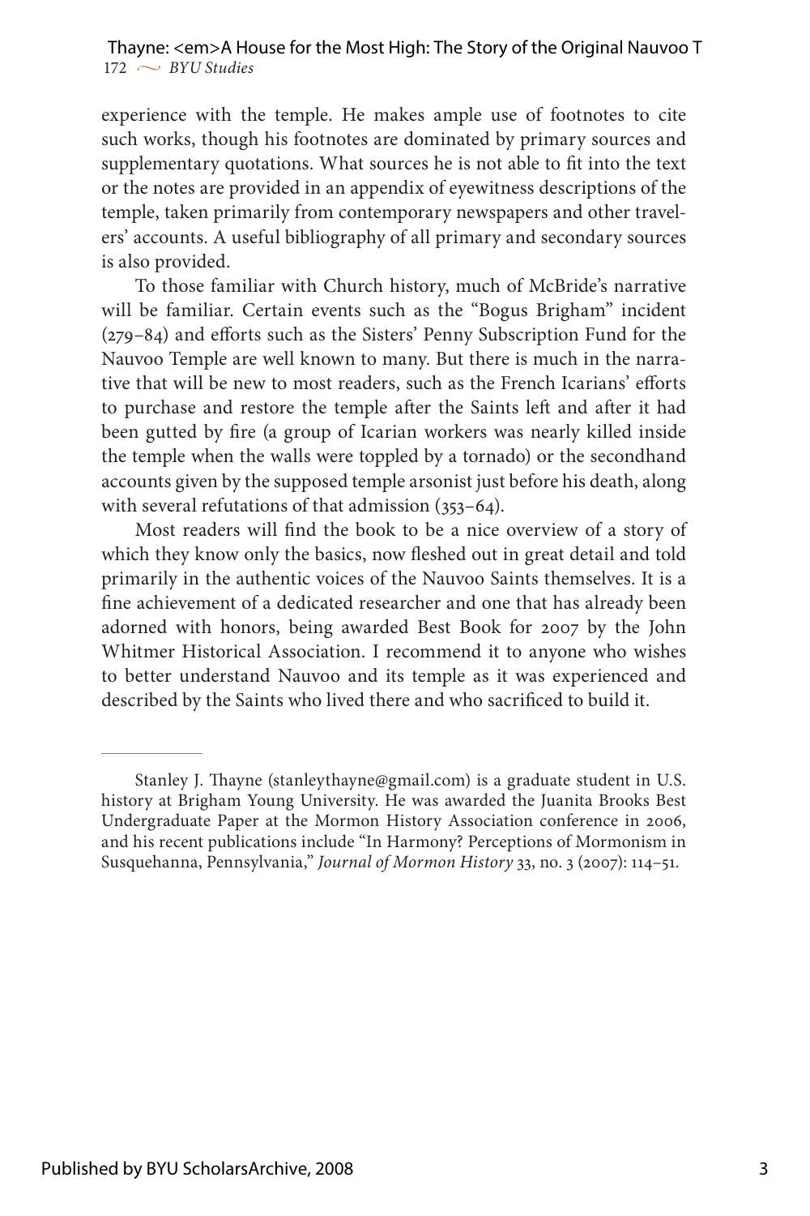experience with the temple. He makes ample use of footnotes to cite such works, though his footnotes are dominated by primary sources and supplementary quotations. What sources he is not able to fit into the text or the notes are provided in an appendix of eyewitness descriptions of the temple, taken primarily from contemporary newspapers and other travelers' accounts. A useful bibliography of all primary and secondary sources is also provided.

To those familiar with Church history, much of McBride's narrative will be familiar. Certain events such as the "Bogus Brigham" incident (279–84) and efforts such as the Sisters' Penny Subscription Fund for the Nauvoo Temple are well known to many. But there is much in the narrative that will be new to most readers, such as the French Icarians' efforts to purchase and restore the temple after the Saints left and after it had been gutted by fire (a group of Icarian workers was nearly killed inside the temple when the walls were toppled by a tornado) or the secondhand accounts given by the supposed temple arsonist just before his death, along with several refutations of that admission (353–64).

Most readers will find the book to be a nice overview of a story of which they know only the basics, now fleshed out in great detail and told primarily in the authentic voices of the Nauvoo Saints themselves. It is a fine achievement of a dedicated researcher and one that has already been adorned with honors, being awarded Best Book for 2007 by the John Whitmer Historical Association. I recommend it to anyone who wishes to better understand Nauvoo and its temple as it was experienced and described by the Saints who lived there and who sacrificed to build it.

---

Stanley J. Thayne (stanleythayne@gmail.com) is a graduate student in U.S. history at Brigham Young University. He was awarded the Juanita Brooks Best Undergraduate Paper at the Mormon History Association conference in 2006, and his recent publications include "In Harmony? Perceptions of Mormonism in Susquehanna, Pennsylvania," *Journal of Mormon History* 33, no. 3 (2007): 114–51.